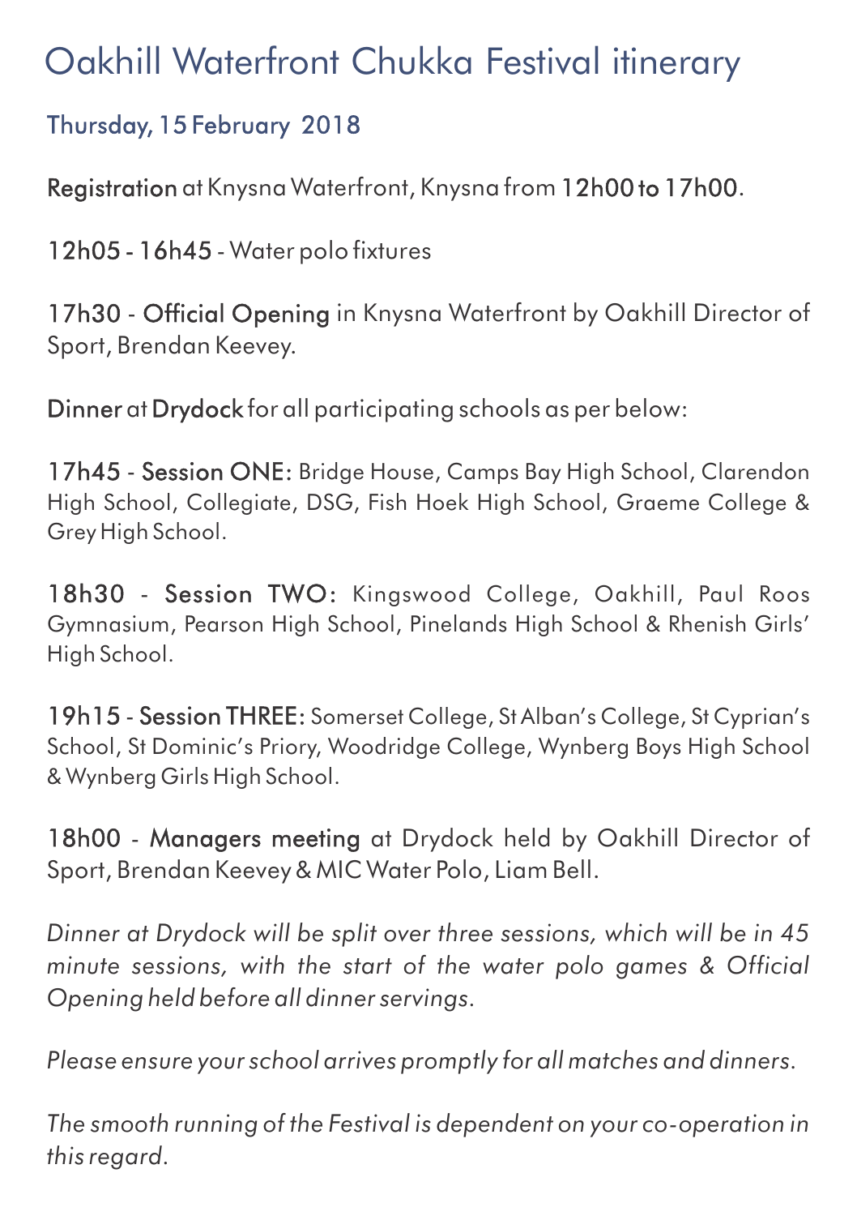# Oakhill Waterfront Chukka Festival itinerary

## Thursday, 15 February 2018

**Registration** at Knysna Waterfront, Knysna from **12h00 to 17h00**.

**12h05 - 16h45** - Water polo fixtures

**17h30** - **Official Opening** in Knysna Waterfront by Oakhill Director of Sport, Brendan Keevey.

**Dinner** at **Drydock** for all participating schools as per below:

**17h45** - **Session ONE:** Bridge House, Camps Bay High School, Clarendon High School, Collegiate, DSG, Fish Hoek High School, Graeme College & Grey High School.

**18h30** - **Session TWO:** Kingswood College, Oakhill, Paul Roos Gymnasium, Pearson High School, Pinelands High School & Rhenish Girls' High School.

**19h15** - **Session THREE:** Somerset College, St Alban's College, St Cyprian's School, St Dominic's Priory, Woodridge College, Wynberg Boys High School & Wynberg Girls High School.

**18h00** - **Managers meeting** at Drydock held by Oakhill Director of Sport, Brendan Keevey & MIC Water Polo, Liam Bell.

*Dinner at Drydock will be split over three sessions, which will be in 45 minute sessions, with the start of the water polo games & Official Opening held before all dinner servings.*

*Please ensure your school arrives promptly for all matches and dinners.*

*The smooth running of the Festival is dependent on your co-operation in this regard.*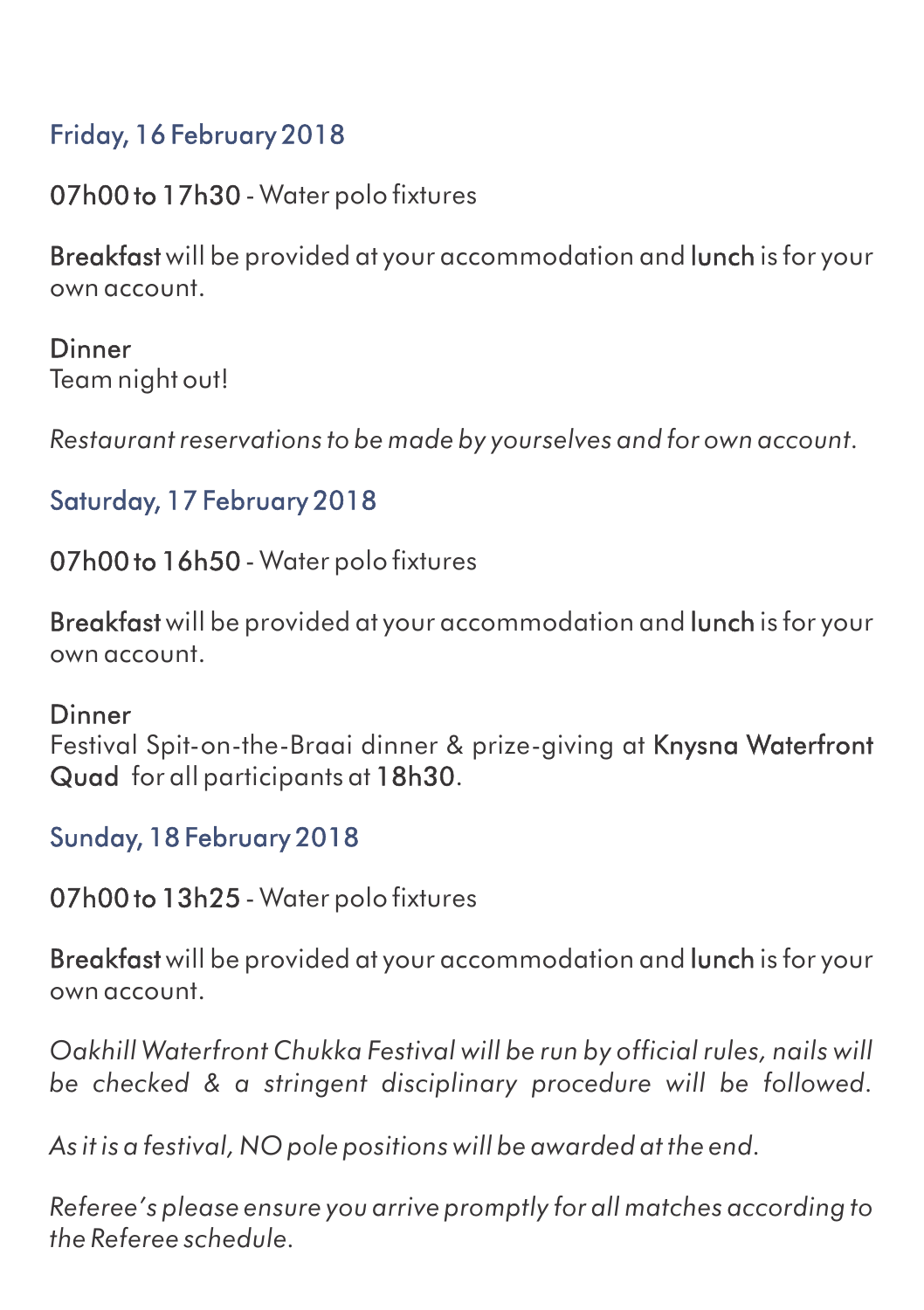## Friday, 16 February 2018

**07h00 to 17h30** - Water polo fixtures

**Breakfast** will be provided at your accommodation and **lunch** is for your own account.

**Dinner**
Team night out!

*Restaurant reservations to be made by yourselves and for own account.*

## Saturday, 17 February 2018

**07h00 to 16h50** - Water polo fixtures

**Breakfast** will be provided at your accommodation and **lunch** is for your own account.

**Dinner**
Festival Spit-on-the-Braai dinner & prize-giving at **Knysna Waterfront Quad** for all participants at **18h30**.

## Sunday, 18 February 2018

**07h00 to 13h25** - Water polo fixtures

**Breakfast** will be provided at your accommodation and **lunch** is for your own account.

*Oakhill Waterfront Chukka Festival will be run by official rules, nails will be checked & a stringent disciplinary procedure will be followed.*

*As it is a festival, NO pole positions will be awarded at the end.*

*Referee's please ensure you arrive promptly for all matches according to the Referee schedule.*